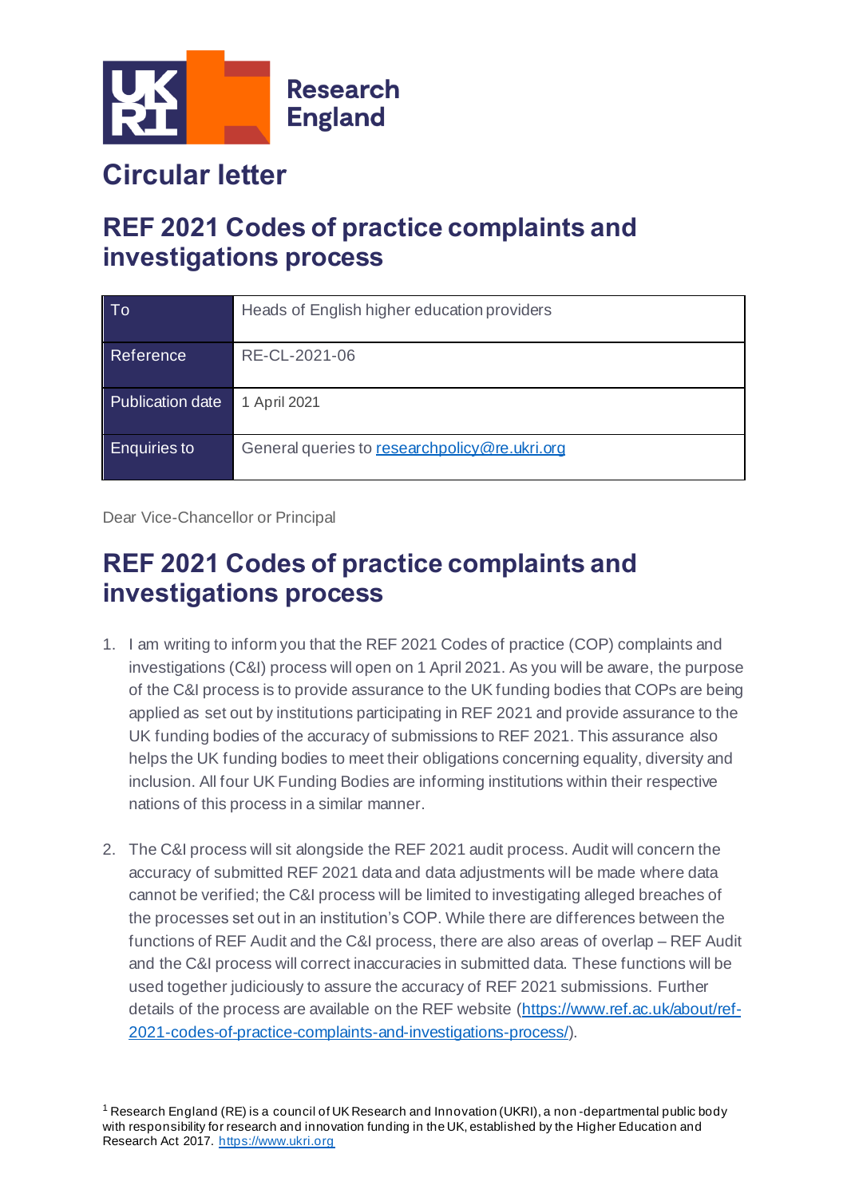Research England

# Circular letter

## REF 2021 Codes of practice complaints and investigations process

| | |
|---|---|
| To | Heads of English higher education providers |
| Reference | RE-CL-2021-06 |
| Publication date | 1 April 2021 |
| Enquiries to | General queries to researchpolicy@re.ukri.org |

Dear Vice-Chancellor or Principal

## REF 2021 Codes of practice complaints and investigations process

1. I am writing to inform you that the REF 2021 Codes of practice (COP) complaints and investigations (C&I) process will open on 1 April 2021. As you will be aware, the purpose of the C&I process is to provide assurance to the UK funding bodies that COPs are being applied as set out by institutions participating in REF 2021 and provide assurance to the UK funding bodies of the accuracy of submissions to REF 2021. This assurance also helps the UK funding bodies to meet their obligations concerning equality, diversity and inclusion. All four UK Funding Bodies are informing institutions within their respective nations of this process in a similar manner.

2. The C&I process will sit alongside the REF 2021 audit process. Audit will concern the accuracy of submitted REF 2021 data and data adjustments will be made where data cannot be verified; the C&I process will be limited to investigating alleged breaches of the processes set out in an institution's COP. While there are differences between the functions of REF Audit and the C&I process, there are also areas of overlap – REF Audit and the C&I process will correct inaccuracies in submitted data. These functions will be used together judiciously to assure the accuracy of REF 2021 submissions. Further details of the process are available on the REF website (https://www.ref.ac.uk/about/ref-2021-codes-of-practice-complaints-and-investigations-process/).

[1] Research England (RE) is a council of UK Research and Innovation (UKRI), a non-departmental public body with responsibility for research and innovation funding in the UK, established by the Higher Education and Research Act 2017. https://www.ukri.org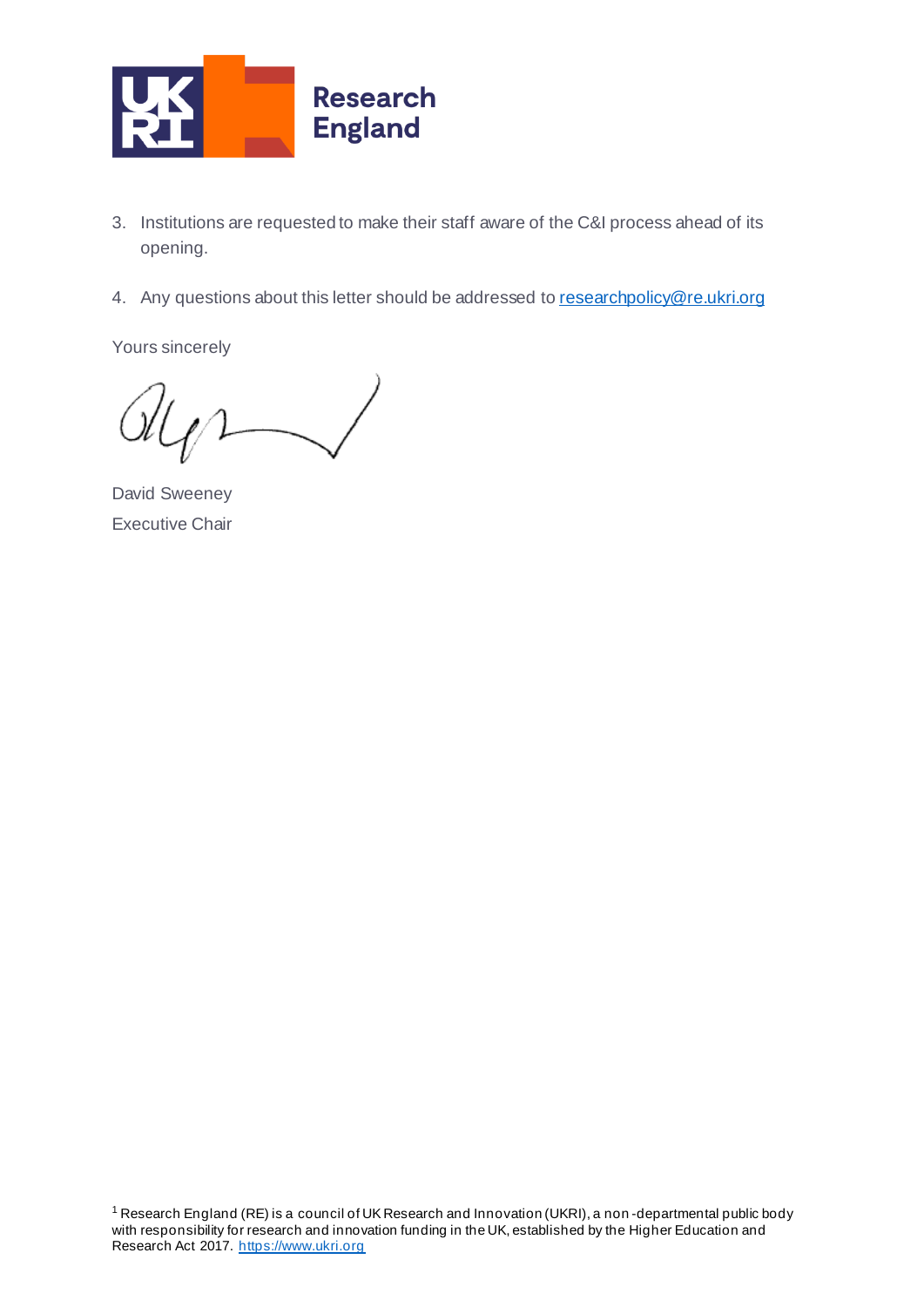3. Institutions are requested to make their staff aware of the C&I process ahead of its opening.

4. Any questions about this letter should be addressed to researchpolicy@re.ukri.org

Yours sincerely

David Sweeney
Executive Chair

[1] Research England (RE) is a council of UK Research and Innovation (UKRI), a non-departmental public body with responsibility for research and innovation funding in the UK, established by the Higher Education and Research Act 2017. https://www.ukri.org